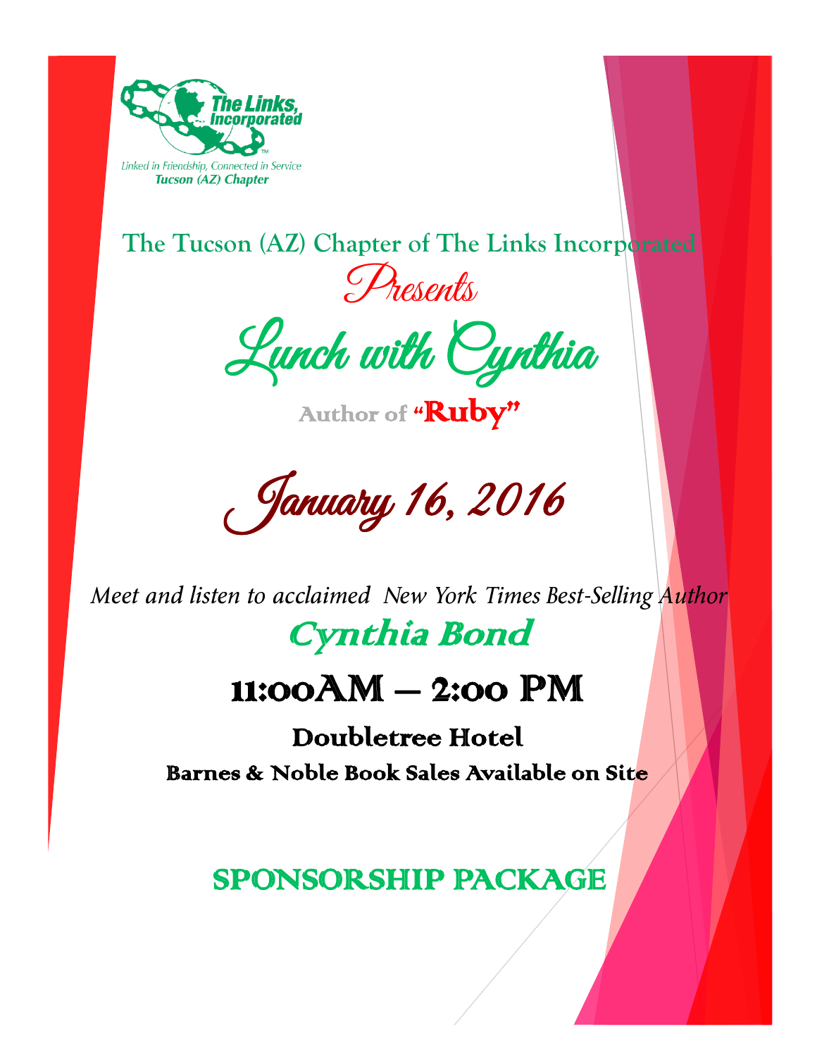The Links, Incorporated

*Linked in Friendship, Connected in Service*

**Tucson (AZ) Chapter**

## The Tucson (AZ) Chapter of The Links Incorporated

*Presents*

# Lunch with Cynthia

**Author of "Ruby"**

## January 16, 2016

*Meet and listen to acclaimed New York Times Best-Selling Author*

## Cynthia Bond

## 11:00AM – 2:00 PM

**Doubletree Hotel**

**Barnes & Noble Book Sales Available on Site**

## SPONSORSHIP PACKAGE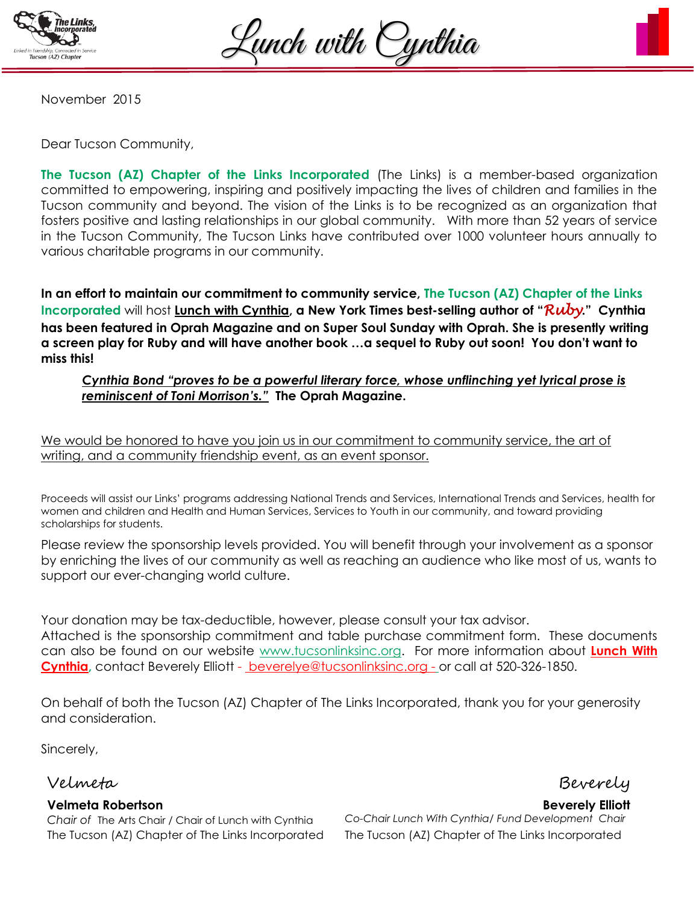# Lunch with Cynthia

November 2015

Dear Tucson Community,

**The Tucson (AZ) Chapter of the Links Incorporated** (The Links) is a member-based organization committed to empowering, inspiring and positively impacting the lives of children and families in the Tucson community and beyond. The vision of the Links is to be recognized as an organization that fosters positive and lasting relationships in our global community. With more than 52 years of service in the Tucson Community, The Tucson Links have contributed over 1000 volunteer hours annually to various charitable programs in our community.

**In an effort to maintain our commitment to community service, The Tucson (AZ) Chapter of the Links Incorporated will host Lunch with Cynthia, a New York Times best-selling author of "*Ruby*." Cynthia has been featured in Oprah Magazine and on Super Soul Sunday with Oprah. She is presently writing a screen play for Ruby and will have another book …a sequel to Ruby out soon! You don't want to miss this!**

> ***Cynthia Bond "proves to be a powerful literary force, whose unflinching yet lyrical prose is reminiscent of Toni Morrison's."*** **The Oprah Magazine.**

We would be honored to have you join us in our commitment to community service, the art of writing, and a community friendship event, as an event sponsor.

Proceeds will assist our Links' programs addressing National Trends and Services, International Trends and Services, health for women and children and Health and Human Services, Services to Youth in our community, and toward providing scholarships for students.

Please review the sponsorship levels provided. You will benefit through your involvement as a sponsor by enriching the lives of our community as well as reaching an audience who like most of us, wants to support our ever-changing world culture.

Your donation may be tax-deductible, however, please consult your tax advisor.
Attached is the sponsorship commitment and table purchase commitment form. These documents can also be found on our website www.tucsonlinksinc.org. For more information about **Lunch With Cynthia**, contact Beverely Elliott - beverelye@tucsonlinksinc.org - or call at 520-326-1850.

On behalf of both the Tucson (AZ) Chapter of The Links Incorporated, thank you for your generosity and consideration.

Sincerely,

Velmeta
**Velmeta Robertson**
*Chair of* The Arts Chair / Chair of Lunch with Cynthia
The Tucson (AZ) Chapter of The Links Incorporated

Beverely
**Beverely Elliott**
*Co-Chair Lunch With Cynthia/ Fund Development Chair*
The Tucson (AZ) Chapter of The Links Incorporated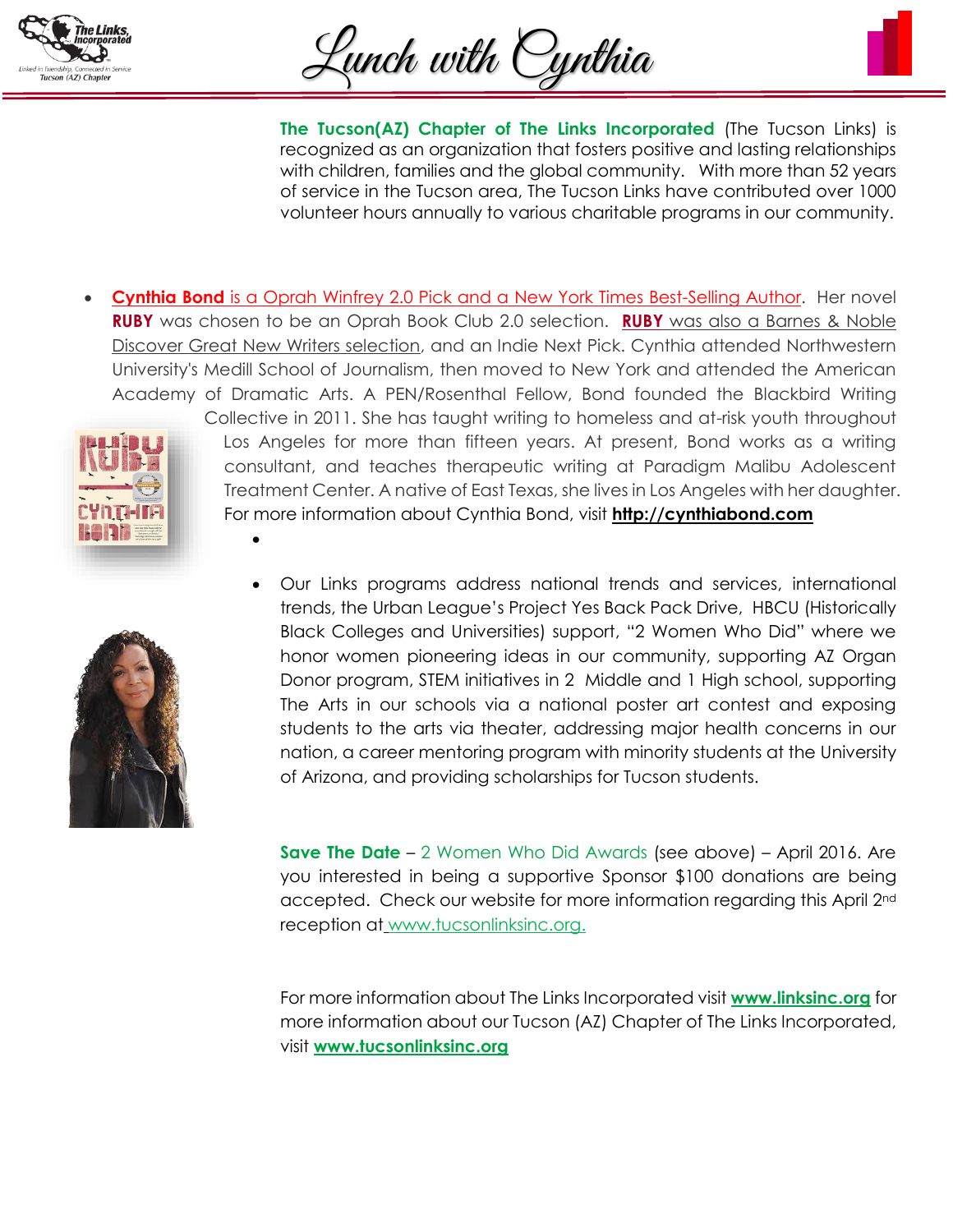# Lunch with Cynthia

**The Tucson(AZ) Chapter of The Links Incorporated** (The Tucson Links) is recognized as an organization that fosters positive and lasting relationships with children, families and the global community. With more than 52 years of service in the Tucson area, The Tucson Links have contributed over 1000 volunteer hours annually to various charitable programs in our community.

- **Cynthia Bond** is a Oprah Winfrey 2.0 Pick and a New York Times Best-Selling Author. Her novel **RUBY** was chosen to be an Oprah Book Club 2.0 selection. **RUBY** was also a Barnes & Noble Discover Great New Writers selection, and an Indie Next Pick. Cynthia attended Northwestern University's Medill School of Journalism, then moved to New York and attended the American Academy of Dramatic Arts. A PEN/Rosenthal Fellow, Bond founded the Blackbird Writing Collective in 2011. She has taught writing to homeless and at-risk youth throughout Los Angeles for more than fifteen years. At present, Bond works as a writing consultant, and teaches therapeutic writing at Paradigm Malibu Adolescent Treatment Center. A native of East Texas, she lives in Los Angeles with her daughter. For more information about Cynthia Bond, visit **http://cynthiabond.com**

- Our Links programs address national trends and services, international trends, the Urban League's Project Yes Back Pack Drive, HBCU (Historically Black Colleges and Universities) support, "2 Women Who Did" where we honor women pioneering ideas in our community, supporting AZ Organ Donor program, STEM initiatives in 2 Middle and 1 High school, supporting The Arts in our schools via a national poster art contest and exposing students to the arts via theater, addressing major health concerns in our nation, a career mentoring program with minority students at the University of Arizona, and providing scholarships for Tucson students.

**Save The Date** – 2 Women Who Did Awards (see above) – April 2016. Are you interested in being a supportive Sponsor $100 donations are being accepted. Check our website for more information regarding this April 2nd reception at www.tucsonlinksinc.org.

For more information about The Links Incorporated visit **www.linksinc.org** for more information about our Tucson (AZ) Chapter of The Links Incorporated, visit **www.tucsonlinksinc.org**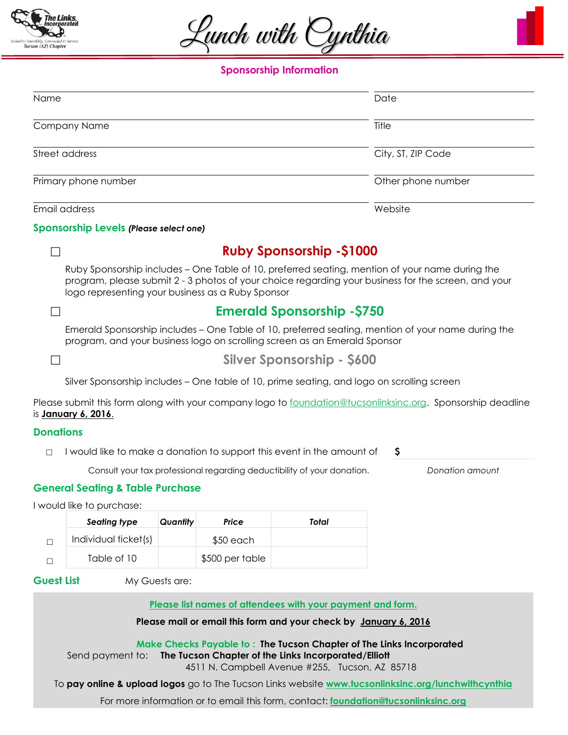# Lunch with Cynthia

The Links, Incorporated
Linked in Friendship, Connected in Service
Tucson (AZ) Chapter

## Sponsorship Information

Name

Date

Company Name

Title

Street address

City, ST, ZIP Code

Primary phone number

Other phone number

Email address

Website

## Sponsorship Levels *(Please select one)*

☐ **Ruby Sponsorship -$1000**

Ruby Sponsorship includes – One Table of 10, preferred seating, mention of your name during the program, please submit 2 - 3 photos of your choice regarding your business for the screen, and your logo representing your business as a Ruby Sponsor

☐ **Emerald Sponsorship -$750**

Emerald Sponsorship includes – One Table of 10, preferred seating, mention of your name during the program, and your business logo on scrolling screen as an Emerald Sponsor

☐ **Silver Sponsorship - $600**

Silver Sponsorship includes – One table of 10, prime seating, and logo on scrolling screen

Please submit this form along with your company logo to foundation@tucsonlinksinc.org. Sponsorship deadline is **January 6, 2016**.

## Donations

☐ I would like to make a donation to support this event in the amount of **$** ____________

Consult your tax professional regarding deductibility of your donation.

*Donation amount*

## General Seating & Table Purchase

I would like to purchase:

| | Seating type | Quantity | Price | Total |
|---|---|---|---|---|
| ☐ | Individual ticket(s) | | $50 each | |
| ☐ | Table of 10 | | $500 per table | |

## Guest List

My Guests are:

Please list names of attendees with your payment and form.

**Please mail or email this form and your check by January 6, 2016**

Make Checks Payable to : **The Tucson Chapter of The Links Incorporated**

Send payment to: **The Tucson Chapter of the Links Incorporated/Elliott**
4511 N. Campbell Avenue #255, Tucson, AZ 85718

To **pay online & upload logos** go to The Tucson Links website **www.tucsonlinksinc.org/lunchwithcynthia**

For more information or to email this form, contact: **foundation@tucsonlinksinc.org**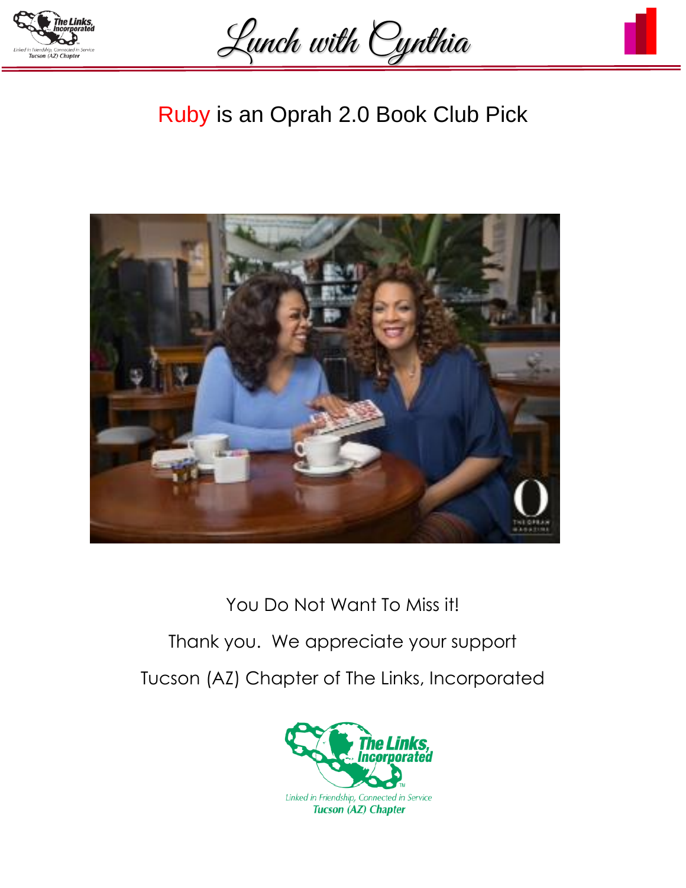# Ruby is an Oprah 2.0 Book Club Pick

You Do Not Want To Miss it!

Thank you. We appreciate your support

Tucson (AZ) Chapter of The Links, Incorporated

The Links, Incorporated

Linked in Friendship, Connected in Service

Tucson (AZ) Chapter